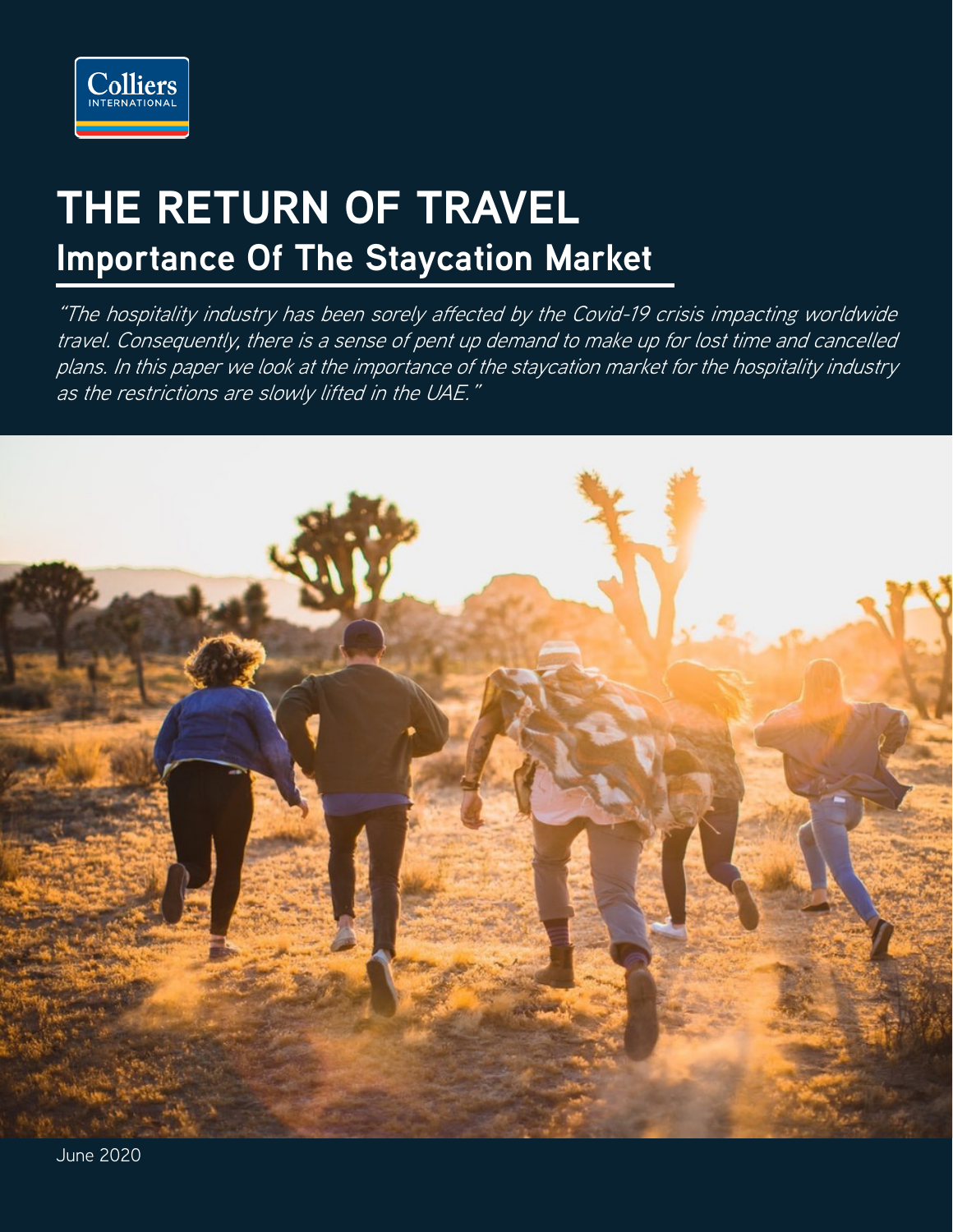Colliers INTERNATIONAL

# THE RETURN OF TRAVEL

## Importance Of The Staycation Market

*"The hospitality industry has been sorely affected by the Covid-19 crisis impacting worldwide travel. Consequently, there is a sense of pent up demand to make up for lost time and cancelled plans. In this paper we look at the importance of the staycation market for the hospitality industry as the restrictions are slowly lifted in the UAE."*

June 2020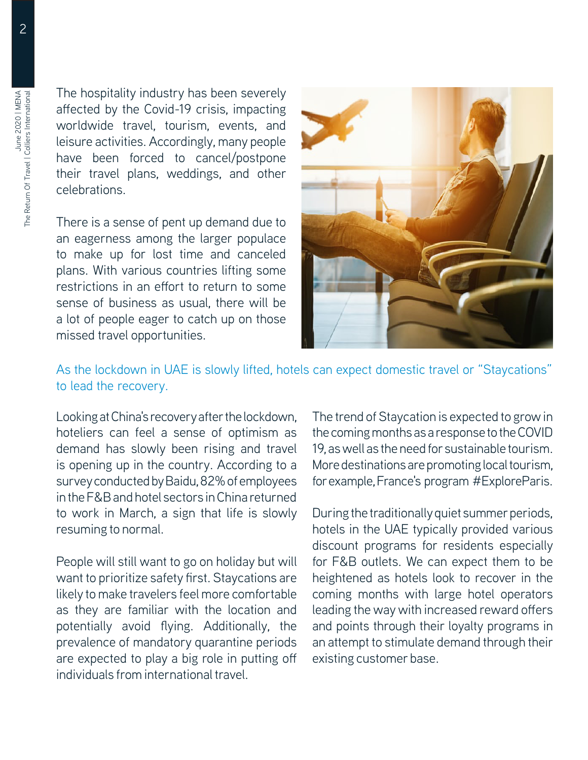The hospitality industry has been severely affected by the Covid-19 crisis, impacting worldwide travel, tourism, events, and leisure activities. Accordingly, many people have been forced to cancel/postpone their travel plans, weddings, and other celebrations.

There is a sense of pent up demand due to an eagerness among the larger populace to make up for lost time and canceled plans. With various countries lifting some restrictions in an effort to return to some sense of business as usual, there will be a lot of people eager to catch up on those missed travel opportunities.

As the lockdown in UAE is slowly lifted, hotels can expect domestic travel or "Staycations" to lead the recovery.

Looking at China's recovery after the lockdown, hoteliers can feel a sense of optimism as demand has slowly been rising and travel is opening up in the country. According to a survey conducted by Baidu, 82% of employees in the F&B and hotel sectors in China returned to work in March, a sign that life is slowly resuming to normal.

People will still want to go on holiday but will want to prioritize safety first. Staycations are likely to make travelers feel more comfortable as they are familiar with the location and potentially avoid flying. Additionally, the prevalence of mandatory quarantine periods are expected to play a big role in putting off individuals from international travel.

The trend of Staycation is expected to grow in the coming months as a response to the COVID 19, as well as the need for sustainable tourism. More destinations are promoting local tourism, for example, France's program #ExploreParis.

During the traditionally quiet summer periods, hotels in the UAE typically provided various discount programs for residents especially for F&B outlets. We can expect them to be heightened as hotels look to recover in the coming months with large hotel operators leading the way with increased reward offers and points through their loyalty programs in an attempt to stimulate demand through their existing customer base.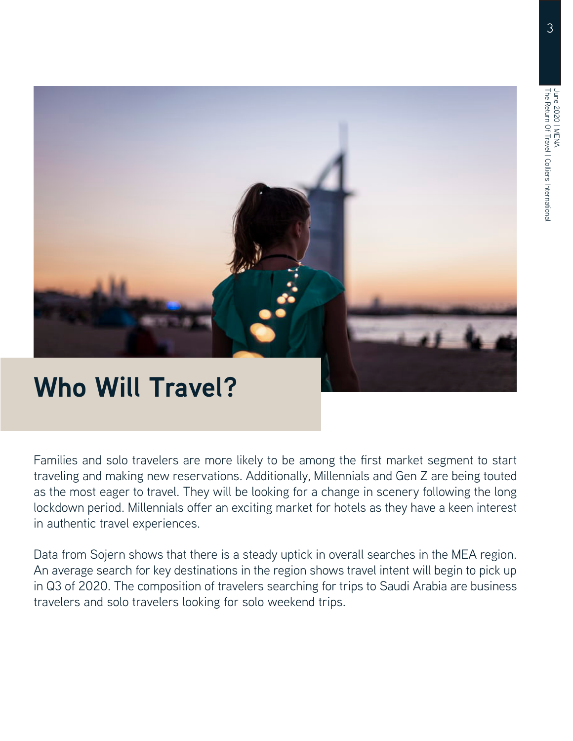# Who Will Travel?

Families and solo travelers are more likely to be among the first market segment to start traveling and making new reservations. Additionally, Millennials and Gen Z are being touted as the most eager to travel. They will be looking for a change in scenery following the long lockdown period. Millennials offer an exciting market for hotels as they have a keen interest in authentic travel experiences.

Data from Sojern shows that there is a steady uptick in overall searches in the MEA region. An average search for key destinations in the region shows travel intent will begin to pick up in Q3 of 2020. The composition of travelers searching for trips to Saudi Arabia are business travelers and solo travelers looking for solo weekend trips.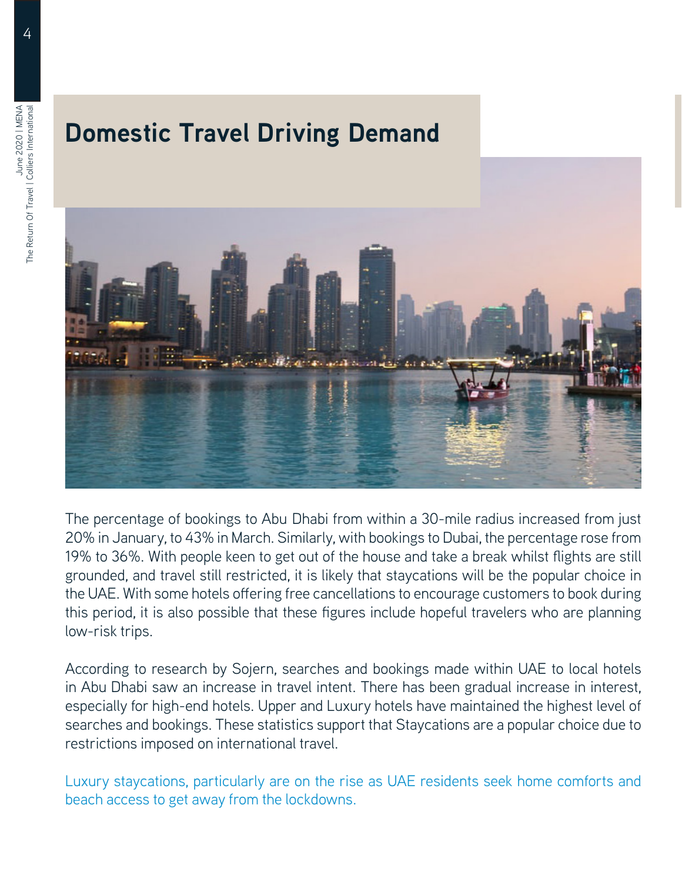# Domestic Travel Driving Demand

The percentage of bookings to Abu Dhabi from within a 30-mile radius increased from just 20% in January, to 43% in March. Similarly, with bookings to Dubai, the percentage rose from 19% to 36%. With people keen to get out of the house and take a break whilst flights are still grounded, and travel still restricted, it is likely that staycations will be the popular choice in the UAE. With some hotels offering free cancellations to encourage customers to book during this period, it is also possible that these figures include hopeful travelers who are planning low-risk trips.

According to research by Sojern, searches and bookings made within UAE to local hotels in Abu Dhabi saw an increase in travel intent. There has been gradual increase in interest, especially for high-end hotels. Upper and Luxury hotels have maintained the highest level of searches and bookings. These statistics support that Staycations are a popular choice due to restrictions imposed on international travel.

Luxury staycations, particularly are on the rise as UAE residents seek home comforts and beach access to get away from the lockdowns.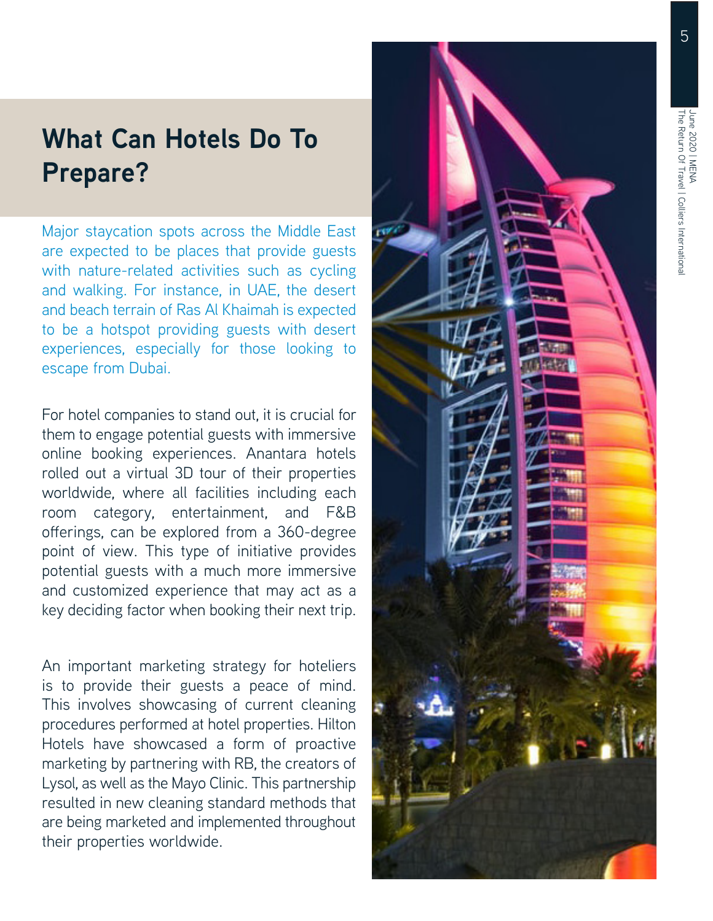# What Can Hotels Do To Prepare?

Major staycation spots across the Middle East are expected to be places that provide guests with nature-related activities such as cycling and walking. For instance, in UAE, the desert and beach terrain of Ras Al Khaimah is expected to be a hotspot providing guests with desert experiences, especially for those looking to escape from Dubai.

For hotel companies to stand out, it is crucial for them to engage potential guests with immersive online booking experiences. Anantara hotels rolled out a virtual 3D tour of their properties worldwide, where all facilities including each room category, entertainment, and F&B offerings, can be explored from a 360-degree point of view. This type of initiative provides potential guests with a much more immersive and customized experience that may act as a key deciding factor when booking their next trip.

An important marketing strategy for hoteliers is to provide their guests a peace of mind. This involves showcasing of current cleaning procedures performed at hotel properties. Hilton Hotels have showcased a form of proactive marketing by partnering with RB, the creators of Lysol, as well as the Mayo Clinic. This partnership resulted in new cleaning standard methods that are being marketed and implemented throughout their properties worldwide.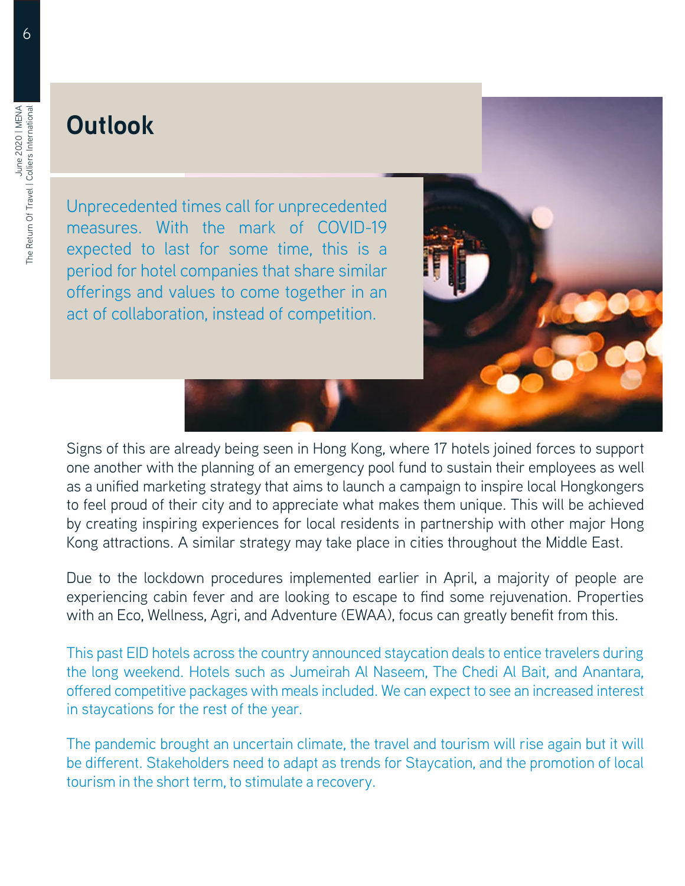## Outlook

Unprecedented times call for unprecedented measures. With the mark of COVID-19 expected to last for some time, this is a period for hotel companies that share similar offerings and values to come together in an act of collaboration, instead of competition.

Signs of this are already being seen in Hong Kong, where 17 hotels joined forces to support one another with the planning of an emergency pool fund to sustain their employees as well as a unified marketing strategy that aims to launch a campaign to inspire local Hongkongers to feel proud of their city and to appreciate what makes them unique. This will be achieved by creating inspiring experiences for local residents in partnership with other major Hong Kong attractions. A similar strategy may take place in cities throughout the Middle East.

Due to the lockdown procedures implemented earlier in April, a majority of people are experiencing cabin fever and are looking to escape to find some rejuvenation. Properties with an Eco, Wellness, Agri, and Adventure (EWAA), focus can greatly benefit from this.

This past EID hotels across the country announced staycation deals to entice travelers during the long weekend. Hotels such as Jumeirah Al Naseem, The Chedi Al Bait, and Anantara, offered competitive packages with meals included. We can expect to see an increased interest in staycations for the rest of the year.

The pandemic brought an uncertain climate, the travel and tourism will rise again but it will be different. Stakeholders need to adapt as trends for Staycation, and the promotion of local tourism in the short term, to stimulate a recovery.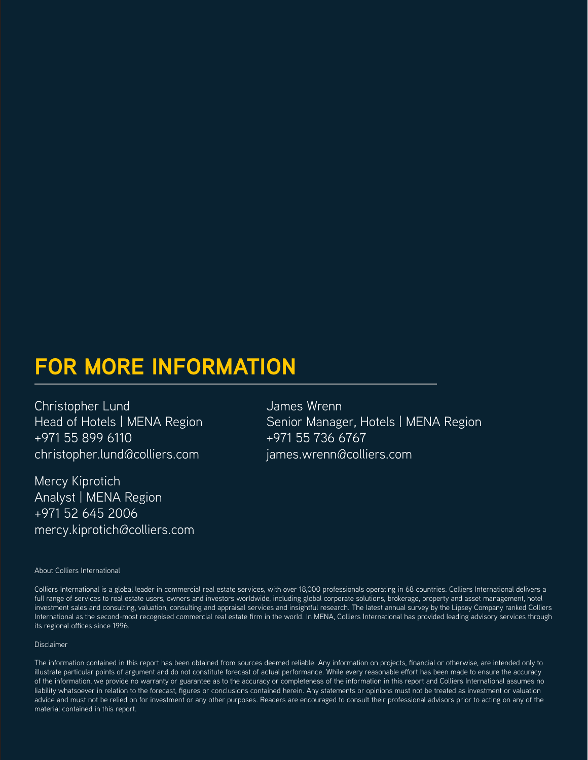# FOR MORE INFORMATION

Christopher Lund
Head of Hotels | MENA Region
+971 55 899 6110
christopher.lund@colliers.com

James Wrenn
Senior Manager, Hotels | MENA Region
+971 55 736 6767
james.wrenn@colliers.com

Mercy Kiprotich
Analyst | MENA Region
+971 52 645 2006
mercy.kiprotich@colliers.com

About Colliers International

Colliers International is a global leader in commercial real estate services, with over 18,000 professionals operating in 68 countries. Colliers International delivers a full range of services to real estate users, owners and investors worldwide, including global corporate solutions, brokerage, property and asset management, hotel investment sales and consulting, valuation, consulting and appraisal services and insightful research. The latest annual survey by the Lipsey Company ranked Colliers International as the second-most recognised commercial real estate firm in the world. In MENA, Colliers International has provided leading advisory services through its regional offices since 1996.

Disclaimer

The information contained in this report has been obtained from sources deemed reliable. Any information on projects, financial or otherwise, are intended only to illustrate particular points of argument and do not constitute forecast of actual performance. While every reasonable effort has been made to ensure the accuracy of the information, we provide no warranty or guarantee as to the accuracy or completeness of the information in this report and Colliers International assumes no liability whatsoever in relation to the forecast, figures or conclusions contained herein. Any statements or opinions must not be treated as investment or valuation advice and must not be relied on for investment or any other purposes. Readers are encouraged to consult their professional advisors prior to acting on any of the material contained in this report.